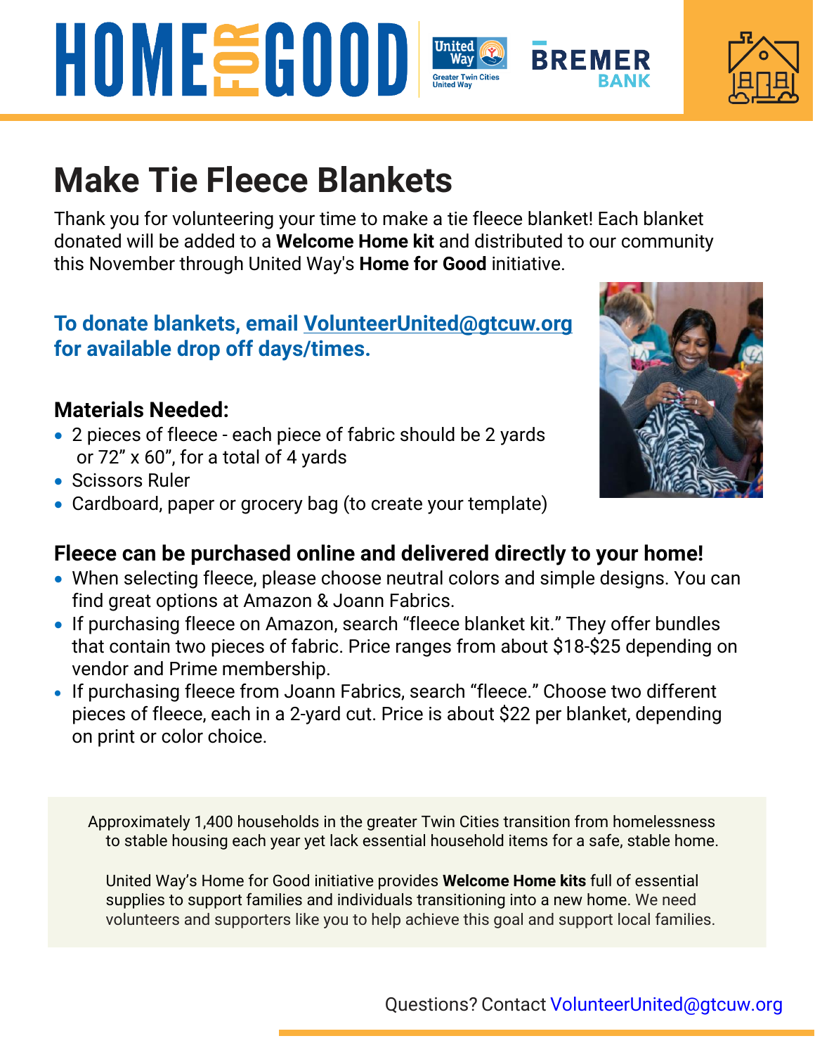HOME FOR GOOD

United Way Greater Twin Cities United Way

BREMER BANK

# Make Tie Fleece Blankets

Thank you for volunteering your time to make a tie fleece blanket! Each blanket donated will be added to a **Welcome Home kit** and distributed to our community this November through United Way's **Home for Good** initiative.

**To donate blankets, email VolunteerUnited@gtcuw.org for available drop off days/times.**

### Materials Needed:

- 2 pieces of fleece - each piece of fabric should be 2 yards or 72" x 60", for a total of 4 yards
- Scissors Ruler
- Cardboard, paper or grocery bag (to create your template)

### Fleece can be purchased online and delivered directly to your home!

- When selecting fleece, please choose neutral colors and simple designs. You can find great options at Amazon & Joann Fabrics.
- If purchasing fleece on Amazon, search "fleece blanket kit." They offer bundles that contain two pieces of fabric. Price ranges from about $18-$25 depending on vendor and Prime membership.
- If purchasing fleece from Joann Fabrics, search "fleece." Choose two different pieces of fleece, each in a 2-yard cut. Price is about $22 per blanket, depending on print or color choice.

Approximately 1,400 households in the greater Twin Cities transition from homelessness to stable housing each year yet lack essential household items for a safe, stable home.

United Way's Home for Good initiative provides **Welcome Home kits** full of essential supplies to support families and individuals transitioning into a new home. We need volunteers and supporters like you to help achieve this goal and support local families.

Questions? Contact VolunteerUnited@gtcuw.org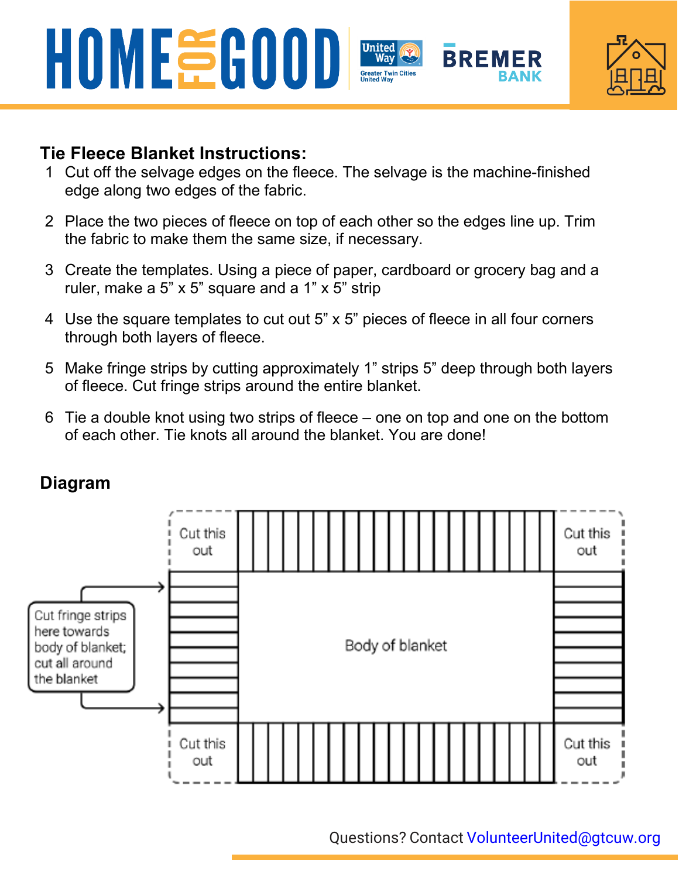HOME FOR GOOD

United Way Greater Twin Cities United Way

BREMER BANK

## Tie Fleece Blanket Instructions:

1. Cut off the selvage edges on the fleece. The selvage is the machine-finished edge along two edges of the fabric.
2. Place the two pieces of fleece on top of each other so the edges line up. Trim the fabric to make them the same size, if necessary.
3. Create the templates. Using a piece of paper, cardboard or grocery bag and a ruler, make a 5" x 5" square and a 1" x 5" strip
4. Use the square templates to cut out 5" x 5" pieces of fleece in all four corners through both layers of fleece.
5. Make fringe strips by cutting approximately 1" strips 5" deep through both layers of fleece. Cut fringe strips around the entire blanket.
6. Tie a double knot using two strips of fleece – one on top and one on the bottom of each other. Tie knots all around the blanket. You are done!

## Diagram

Cut this out

Cut this out

Cut fringe strips here towards body of blanket; cut all around the blanket

Body of blanket

Cut this out

Cut this out

Questions? Contact VolunteerUnited@gtcuw.org